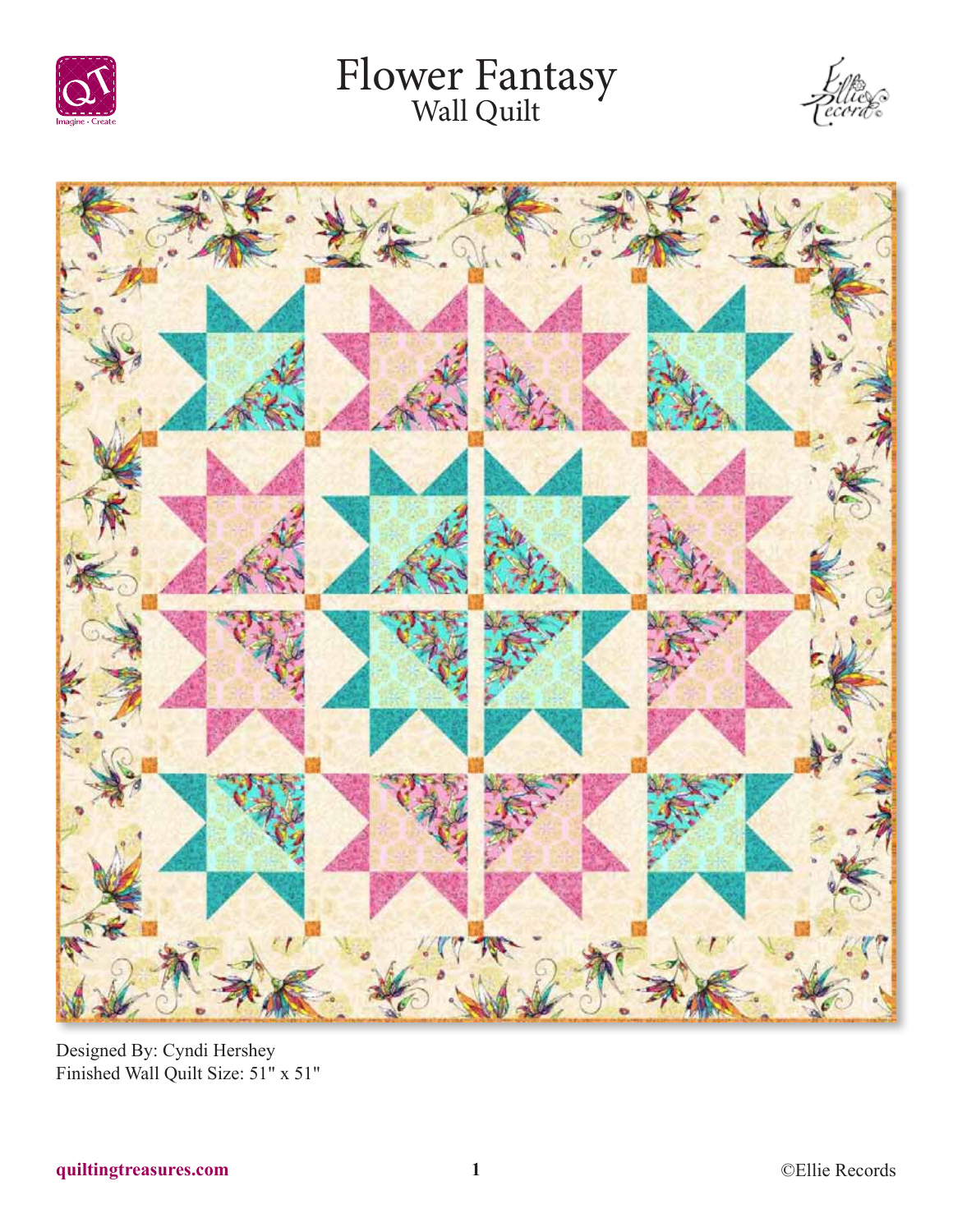# Flower Fantasy
## Wall Quilt

Designed By: Cyndi Hershey
Finished Wall Quilt Size: 51" x 51"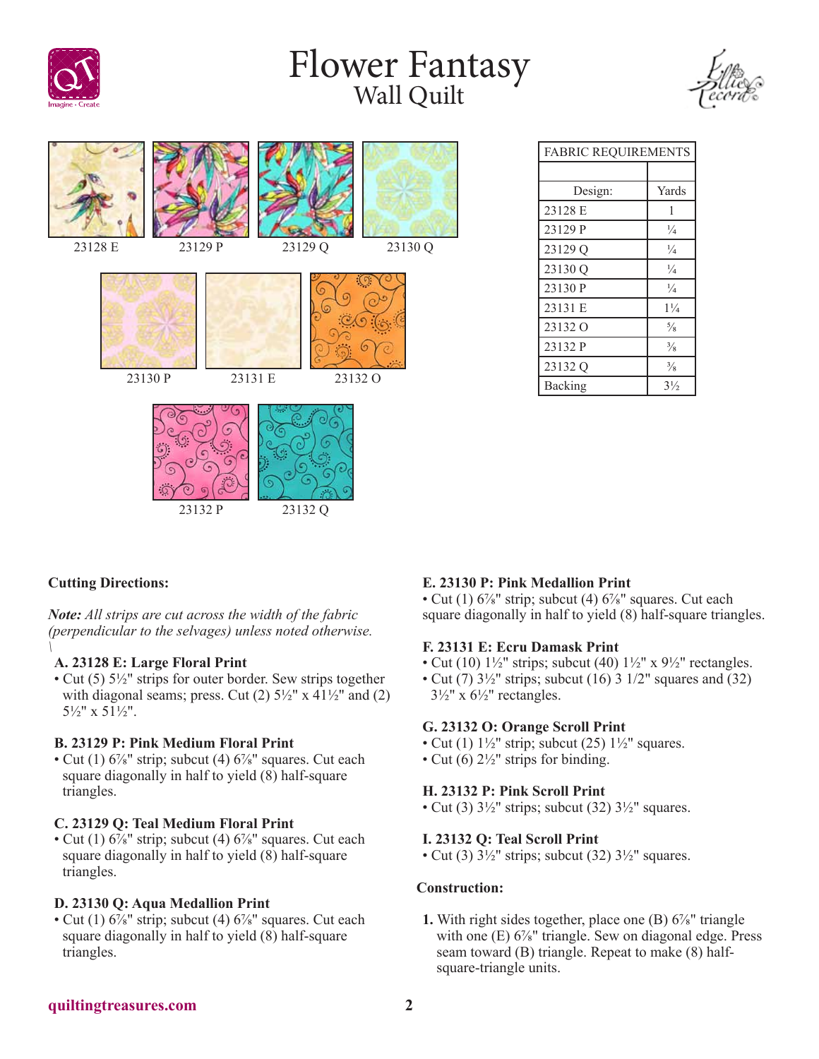# Flower Fantasy
## Wall Quilt

23128 E | 23129 P | 23129 Q | 23130 Q

23130 P | 23131 E | 23132 O

23132 P | 23132 Q

| FABRIC REQUIREMENTS | |
|---|---|
| | |
| Design: | Yards |
| 23128 E | 1 |
| 23129 P | ¼ |
| 23129 Q | ¼ |
| 23130 Q | ¼ |
| 23130 P | ¼ |
| 23131 E | 1¼ |
| 23132 O | ⅝ |
| 23132 P | ⅜ |
| 23132 Q | ⅜ |
| Backing | 3½ |

**Cutting Directions:**

***Note:** All strips are cut across the width of the fabric (perpendicular to the selvages) unless noted otherwise.*

**A. 23128 E: Large Floral Print**
- Cut (5) 5½" strips for outer border. Sew strips together with diagonal seams; press. Cut (2) 5½" x 41½" and (2) 5½" x 51½".

**B. 23129 P: Pink Medium Floral Print**
- Cut (1) 6⅞" strip; subcut (4) 6⅞" squares. Cut each square diagonally in half to yield (8) half-square triangles.

**C. 23129 Q: Teal Medium Floral Print**
- Cut (1) 6⅞" strip; subcut (4) 6⅞" squares. Cut each square diagonally in half to yield (8) half-square triangles.

**D. 23130 Q: Aqua Medallion Print**
- Cut (1) 6⅞" strip; subcut (4) 6⅞" squares. Cut each square diagonally in half to yield (8) half-square triangles.

**E. 23130 P: Pink Medallion Print**
- Cut (1) 6⅞" strip; subcut (4) 6⅞" squares. Cut each square diagonally in half to yield (8) half-square triangles.

**F. 23131 E: Ecru Damask Print**
- Cut (10) 1½" strips; subcut (40) 1½" x 9½" rectangles.
- Cut (7) 3½" strips; subcut (16) 3 1/2" squares and (32) 3½" x 6½" rectangles.

**G. 23132 O: Orange Scroll Print**
- Cut (1) 1½" strip; subcut (25) 1½" squares.
- Cut (6) 2½" strips for binding.

**H. 23132 P: Pink Scroll Print**
- Cut (3) 3½" strips; subcut (32) 3½" squares.

**I. 23132 Q: Teal Scroll Print**
- Cut (3) 3½" strips; subcut (32) 3½" squares.

**Construction:**

1. With right sides together, place one (B) 6⅞" triangle with one (E) 6⅞" triangle. Sew on diagonal edge. Press seam toward (B) triangle. Repeat to make (8) half-square-triangle units.

quiltingtreasures.com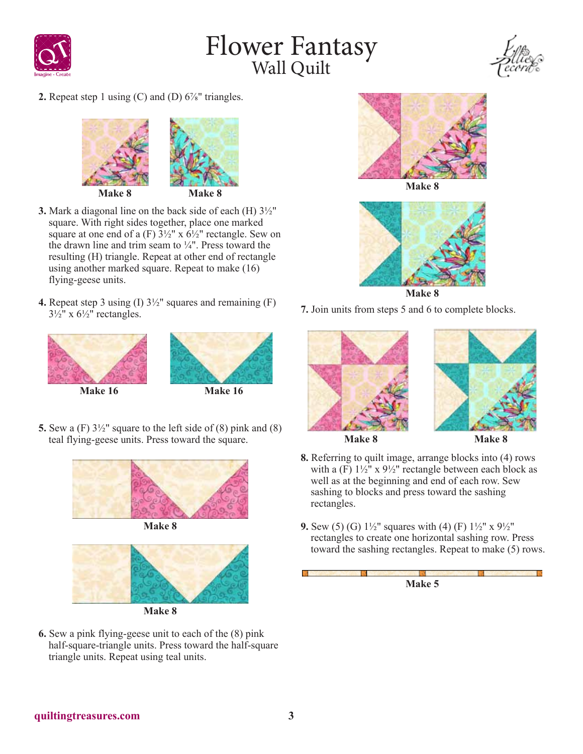2. Repeat step 1 using (C) and (D) 6⅞" triangles.

**Make 8** **Make 8**

3. Mark a diagonal line on the back side of each (H) 3½" square. With right sides together, place one marked square at one end of a (F) 3½" x 6½" rectangle. Sew on the drawn line and trim seam to ¼". Press toward the resulting (H) triangle. Repeat at other end of rectangle using another marked square. Repeat to make (16) flying-geese units.

4. Repeat step 3 using (I) 3½" squares and remaining (F) 3½" x 6½" rectangles.

**Make 16** **Make 16**

5. Sew a (F) 3½" square to the left side of (8) pink and (8) teal flying-geese units. Press toward the square.

**Make 8**

**Make 8**

6. Sew a pink flying-geese unit to each of the (8) pink half-square-triangle units. Press toward the half-square triangle units. Repeat using teal units.

**Make 8**

**Make 8**

7. Join units from steps 5 and 6 to complete blocks.

**Make 8** **Make 8**

8. Referring to quilt image, arrange blocks into (4) rows with a (F) 1½" x 9½" rectangle between each block as well as at the beginning and end of each row. Sew sashing to blocks and press toward the sashing rectangles.

9. Sew (5) (G) 1½" squares with (4) (F) 1½" x 9½" rectangles to create one horizontal sashing row. Press toward the sashing rectangles. Repeat to make (5) rows.

**Make 5**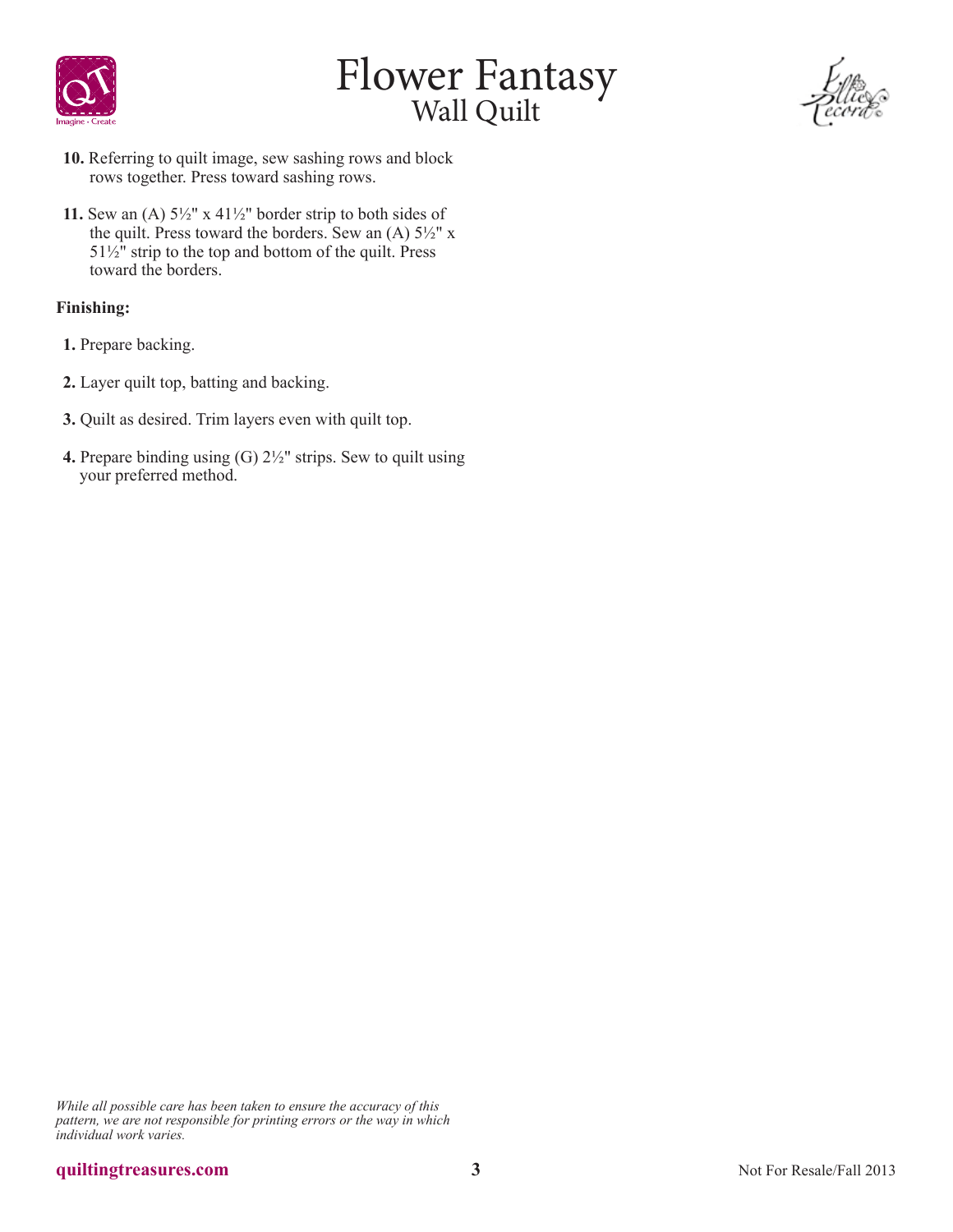10. Referring to quilt image, sew sashing rows and block rows together. Press toward sashing rows.

11. Sew an (A) 5½" x 41½" border strip to both sides of the quilt. Press toward the borders. Sew an (A) 5½" x 51½" strip to the top and bottom of the quilt. Press toward the borders.

**Finishing:**

1. Prepare backing.

2. Layer quilt top, batting and backing.

3. Quilt as desired. Trim layers even with quilt top.

4. Prepare binding using (G) 2½" strips. Sew to quilt using your preferred method.

*While all possible care has been taken to ensure the accuracy of this pattern, we are not responsible for printing errors or the way in which individual work varies.*